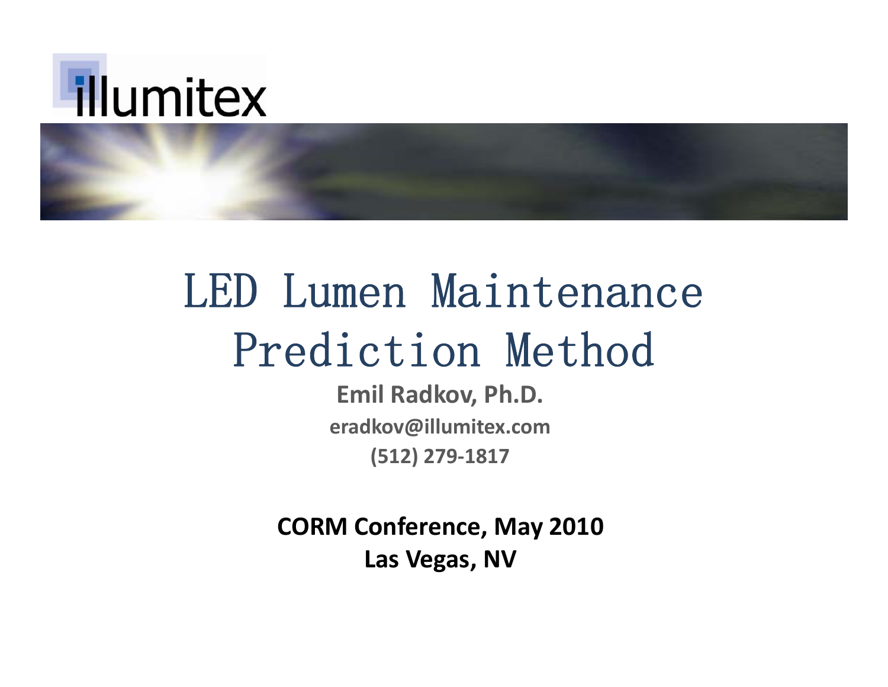illumitex

# LED Lumen Maintenance Prediction Method

**Emil Radkov, Ph.D.**

**eradkov@illumitex.com**

**(512) 279-1817**

**CORM Conference, May 2010**

**Las Vegas, NV**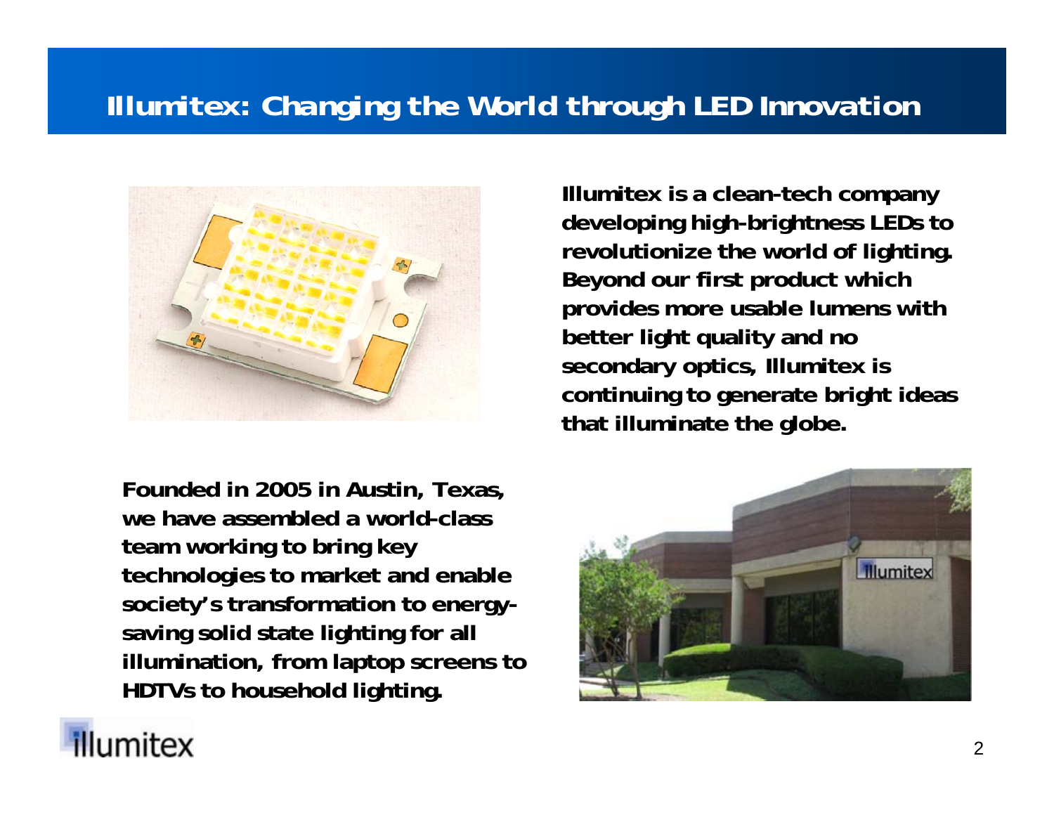# Illumitex: Changing the World through LED Innovation

**Illumitex is a clean-tech company developing high-brightness LEDs to revolutionize the world of lighting. Beyond our first product which provides more usable lumens with better light quality and no secondary optics, Illumitex is continuing to generate bright ideas that illuminate the globe.**

**Founded in 2005 in Austin, Texas, we have assembled a world-class team working to bring key technologies to market and enable society's transformation to energy-saving solid state lighting for all illumination, from laptop screens to HDTVs to household lighting.**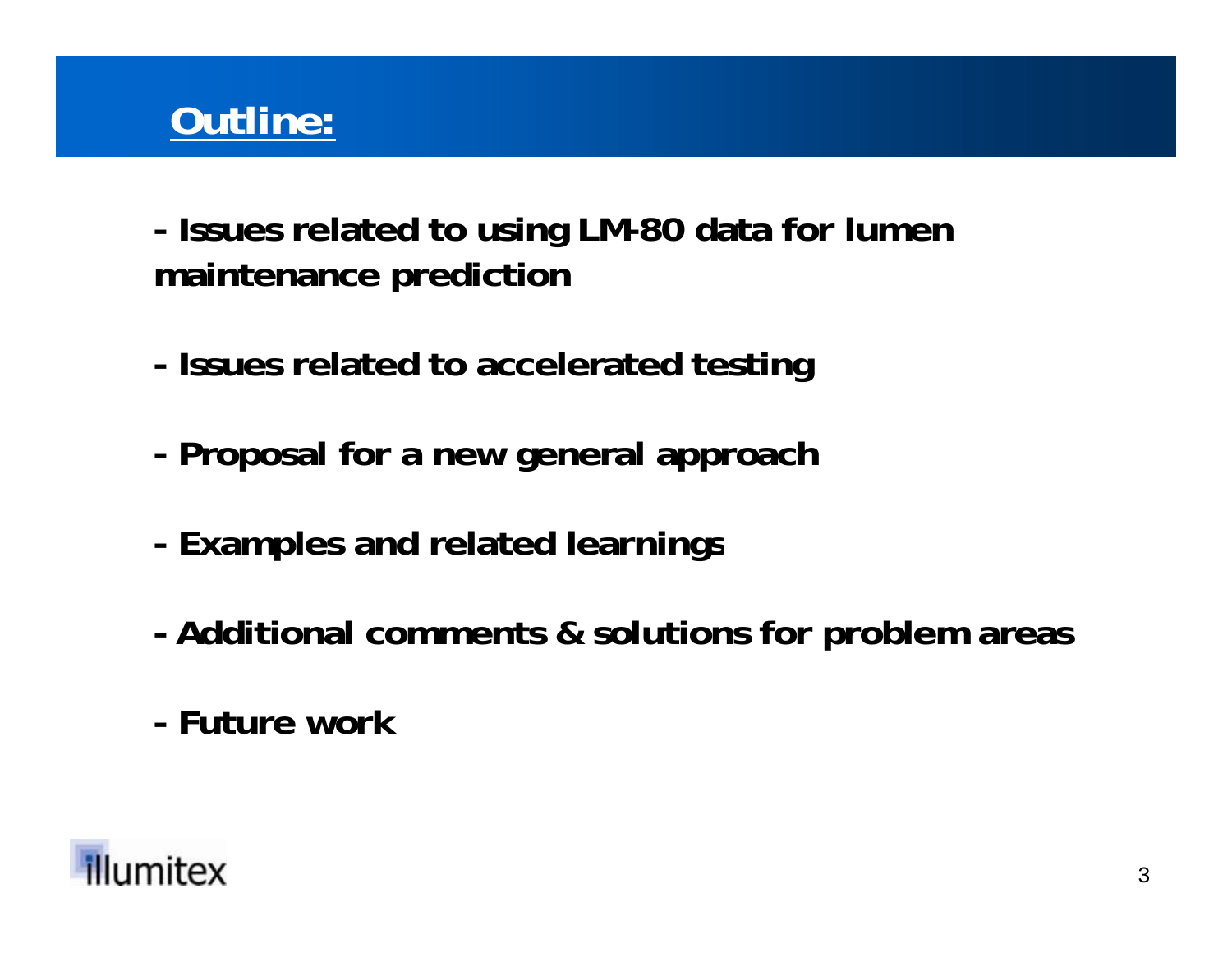## Outline:

- Issues related to using LM-80 data for lumen maintenance prediction

- Issues related to accelerated testing

- Proposal for a new general approach

- Examples and related learnings

- Additional comments & solutions for problem areas

- Future work

illumitex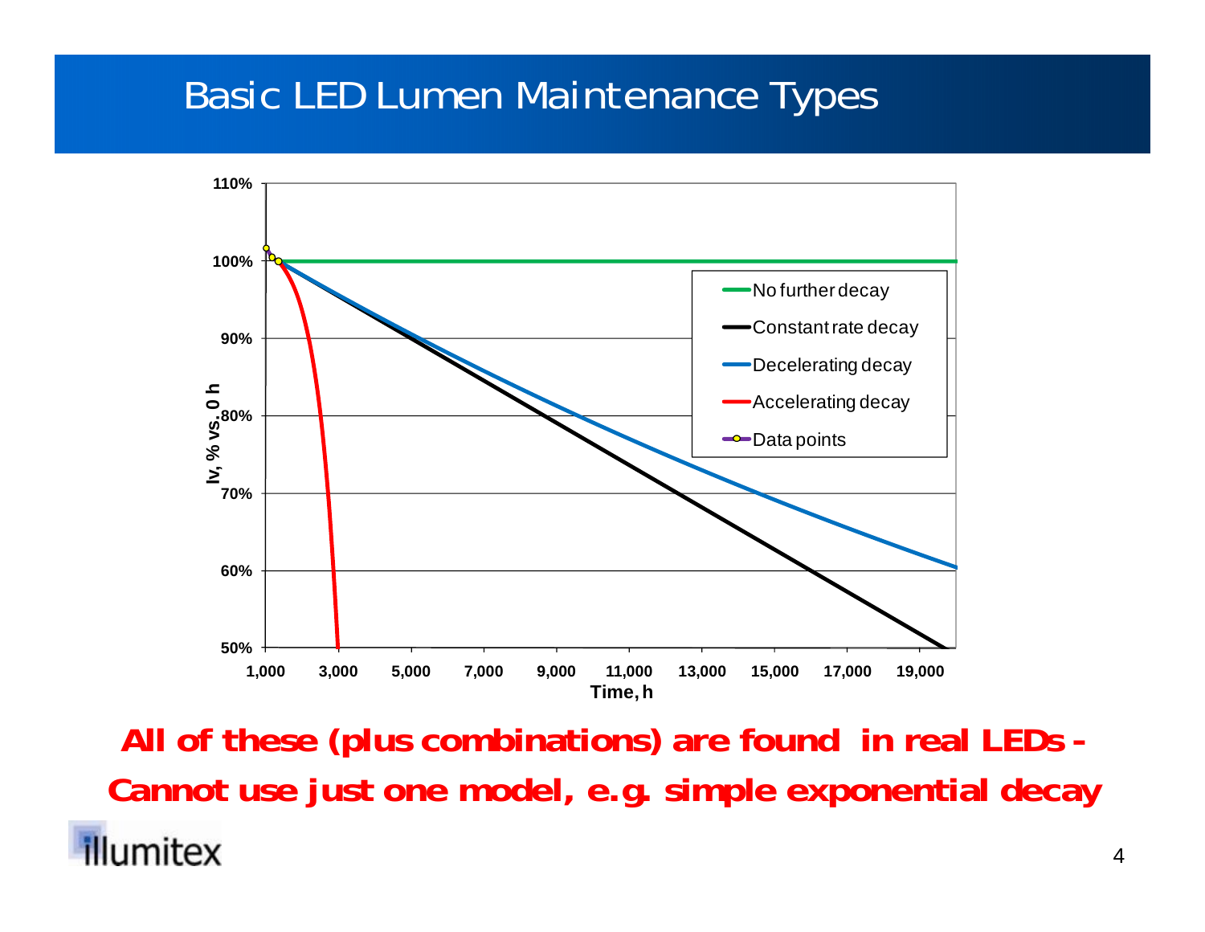# Basic LED Lumen Maintenance Types

Iv, % vs. 0 h

110%

100%

90%

80%

70%

60%

50%

1,000 3,000 5,000 7,000 9,000 11,000 13,000 15,000 17,000 19,000

Time, h

- No further decay
- Constant rate decay
- Decelerating decay
- Accelerating decay
- Data points

**All of these (plus combinations) are found in real LEDs - Cannot use just one model, e.g. simple exponential decay**

illumitex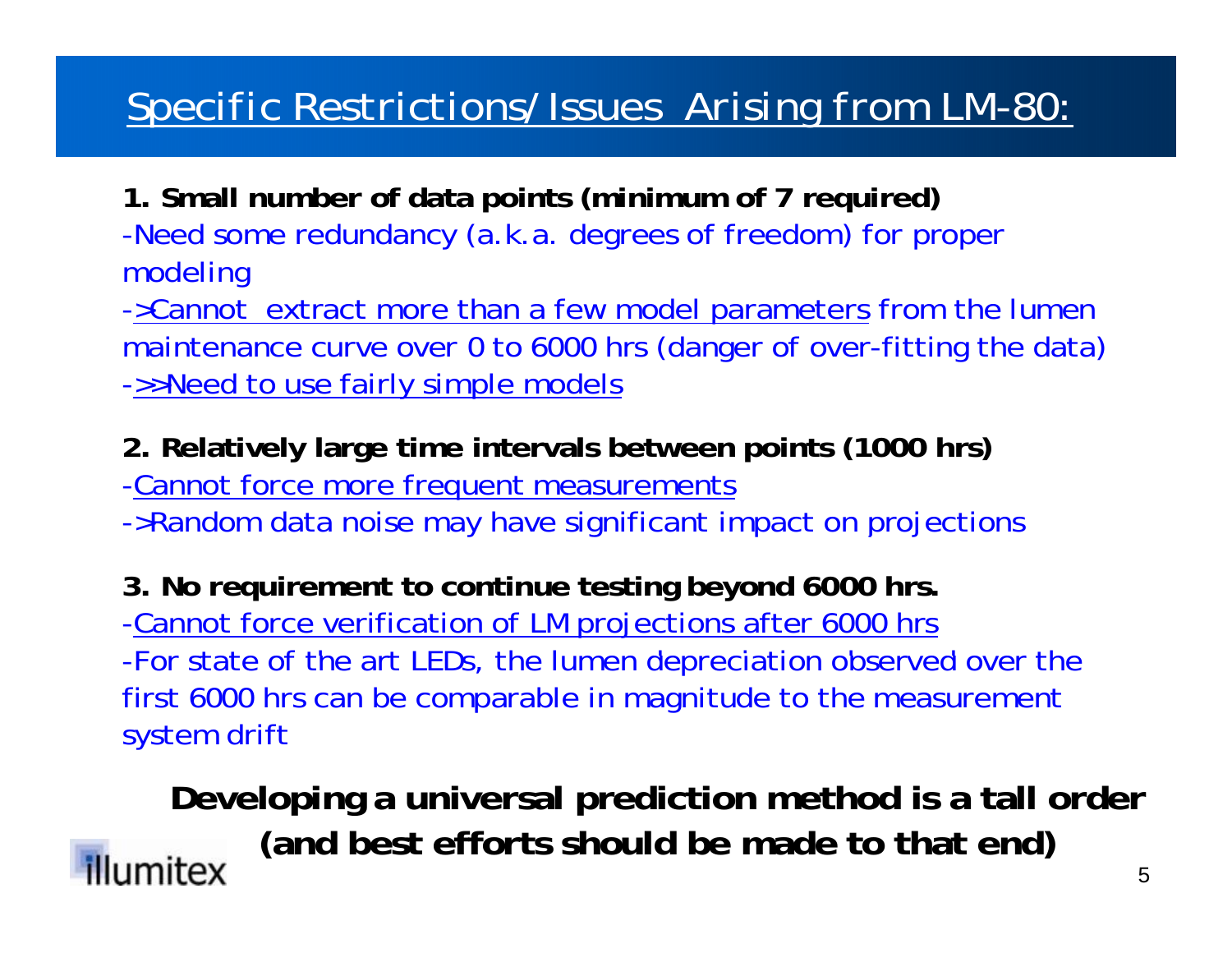# Specific Restrictions/Issues Arising from LM-80:

**1. Small number of data points (minimum of 7 required)**

-Need some redundancy (a.k.a. degrees of freedom) for proper modeling

->Cannot extract more than a few model parameters from the lumen maintenance curve over 0 to 6000 hrs (danger of over-fitting the data)

->>Need to use fairly simple models

**2. Relatively large time intervals between points (1000 hrs)**

-Cannot force more frequent measurements

->Random data noise may have significant impact on projections

**3. No requirement to continue testing beyond 6000 hrs.**

-Cannot force verification of LM projections after 6000 hrs

-For state of the art LEDs, the lumen depreciation observed over the first 6000 hrs can be comparable in magnitude to the measurement system drift

**Developing a universal prediction method is a tall order (and best efforts should be made to that end)**

illumitex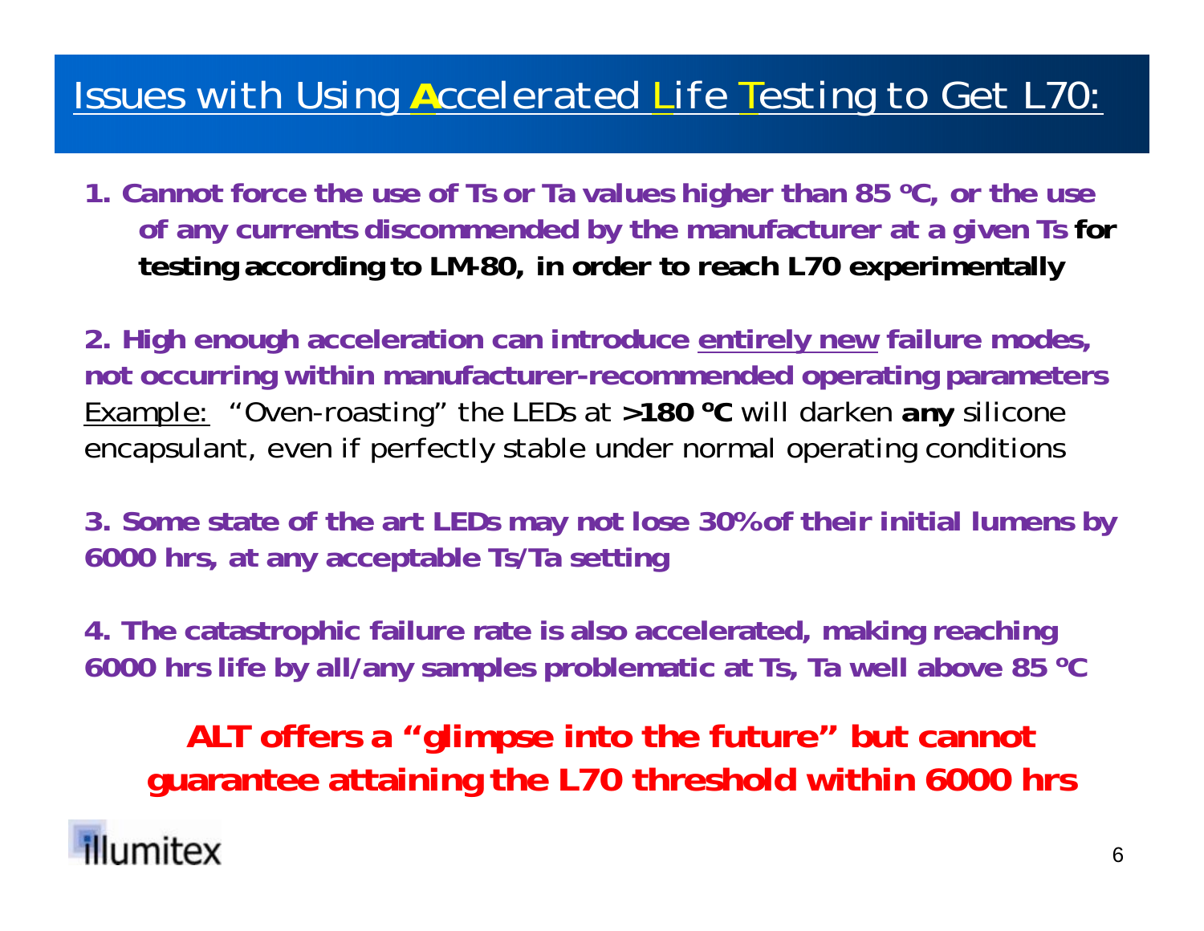# Issues with Using Accelerated Life Testing to Get L70:

**1. Cannot force the use of Ts or Ta values higher than 85 ºC, or the use of any currents discommended by the manufacturer at a given Ts for testing according to LM-80, in order to reach L70 experimentally**

**2. High enough acceleration can introduce entirely new failure modes, not occurring within manufacturer-recommended operating parameters**
Example: "Oven-roasting" the LEDs at **>180 ºC** will darken **any** silicone encapsulant, even if perfectly stable under normal operating conditions

**3. Some state of the art LEDs may not lose 30% of their initial lumens by 6000 hrs, at any acceptable Ts/Ta setting**

**4. The catastrophic failure rate is also accelerated, making reaching 6000 hrs life by all/any samples problematic at Ts, Ta well above 85 ºC**

**ALT offers a "glimpse into the future" but cannot guarantee attaining the L70 threshold within 6000 hrs**

illumitex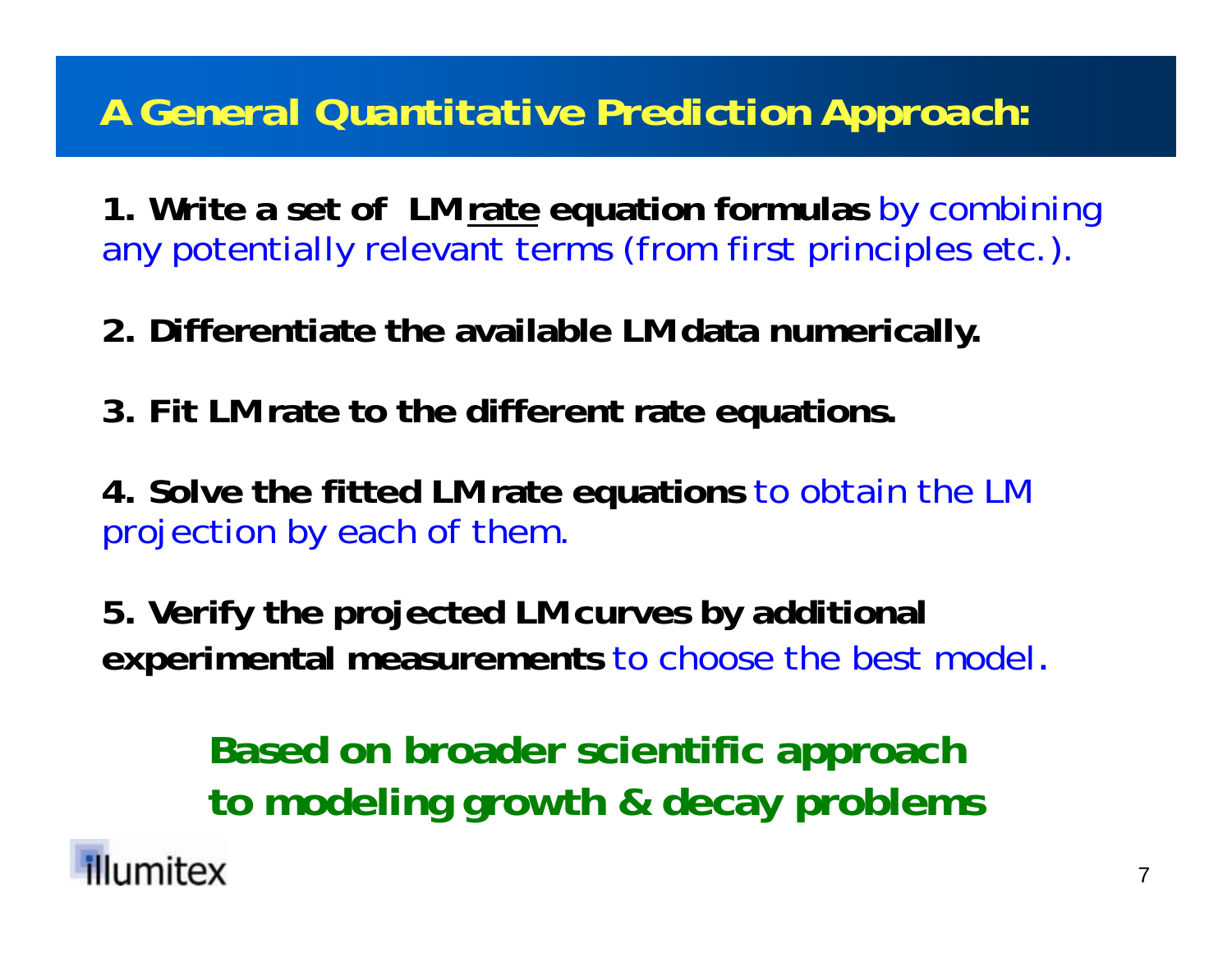# A General Quantitative Prediction Approach:

**1. Write a set of LM <u>rate</u> equation formulas** by combining any potentially relevant terms (from first principles etc.).

**2. Differentiate the available LM data numerically.**

**3. Fit LM rate to the different rate equations.**

**4. Solve the fitted LM rate equations** to obtain the LM projection by each of them.

**5. Verify the projected LM curves by additional experimental measurements** to choose the best model.

**Based on broader scientific approach to modeling growth & decay problems**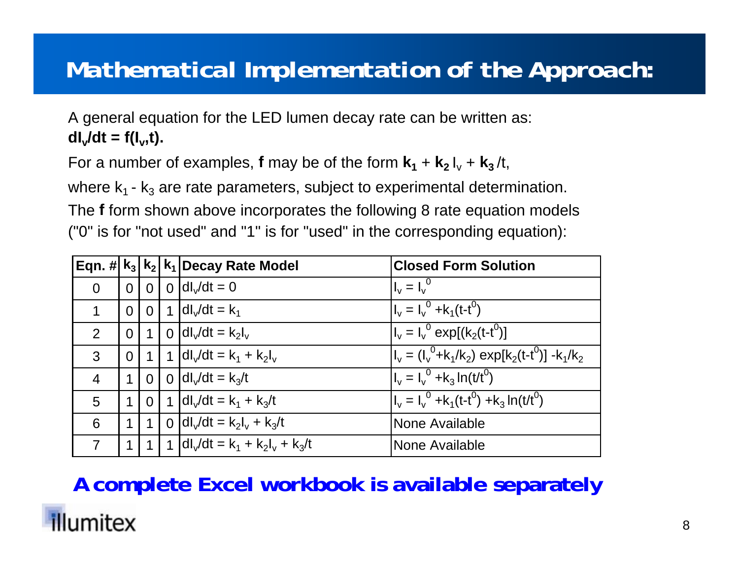# Mathematical Implementation of the Approach:

A general equation for the LED lumen decay rate can be written as:
**$dI_v/dt = f(I_v,t)$.**

For a number of examples, **f** may be of the form $\mathbf{k_1} + \mathbf{k_2} I_v + \mathbf{k_3}/t$,

where $k_1$ - $k_3$ are rate parameters, subject to experimental determination.

The **f** form shown above incorporates the following 8 rate equation models ("0" is for "not used" and "1" is for "used" in the corresponding equation):

| Eqn. # | $k_3$ | $k_2$ | $k_1$ | Decay Rate Model | Closed Form Solution |
|---|---|---|---|---|---|
| 0 | 0 | 0 | 0 | $dI_v/dt = 0$ | $I_v = I_v^0$ |
| 1 | 0 | 0 | 1 | $dI_v/dt = k_1$ | $I_v = I_v^0 + k_1(t-t^0)$ |
| 2 | 0 | 1 | 0 | $dI_v/dt = k_2 I_v$ | $I_v = I_v^0 \exp[(k_2(t-t^0)]$ |
| 3 | 0 | 1 | 1 | $dI_v/dt = k_1 + k_2 I_v$ | $I_v = (I_v^0 + k_1/k_2) \exp[k_2(t-t^0)] - k_1/k_2$ |
| 4 | 1 | 0 | 0 | $dI_v/dt = k_3/t$ | $I_v = I_v^0 + k_3 \ln(t/t^0)$ |
| 5 | 1 | 0 | 1 | $dI_v/dt = k_1 + k_3/t$ | $I_v = I_v^0 + k_1(t-t^0) + k_3 \ln(t/t^0)$ |
| 6 | 1 | 1 | 0 | $dI_v/dt = k_2 I_v + k_3/t$ | None Available |
| 7 | 1 | 1 | 1 | $dI_v/dt = k_1 + k_2 I_v + k_3/t$ | None Available |

**A complete Excel workbook is available separately**

illumitex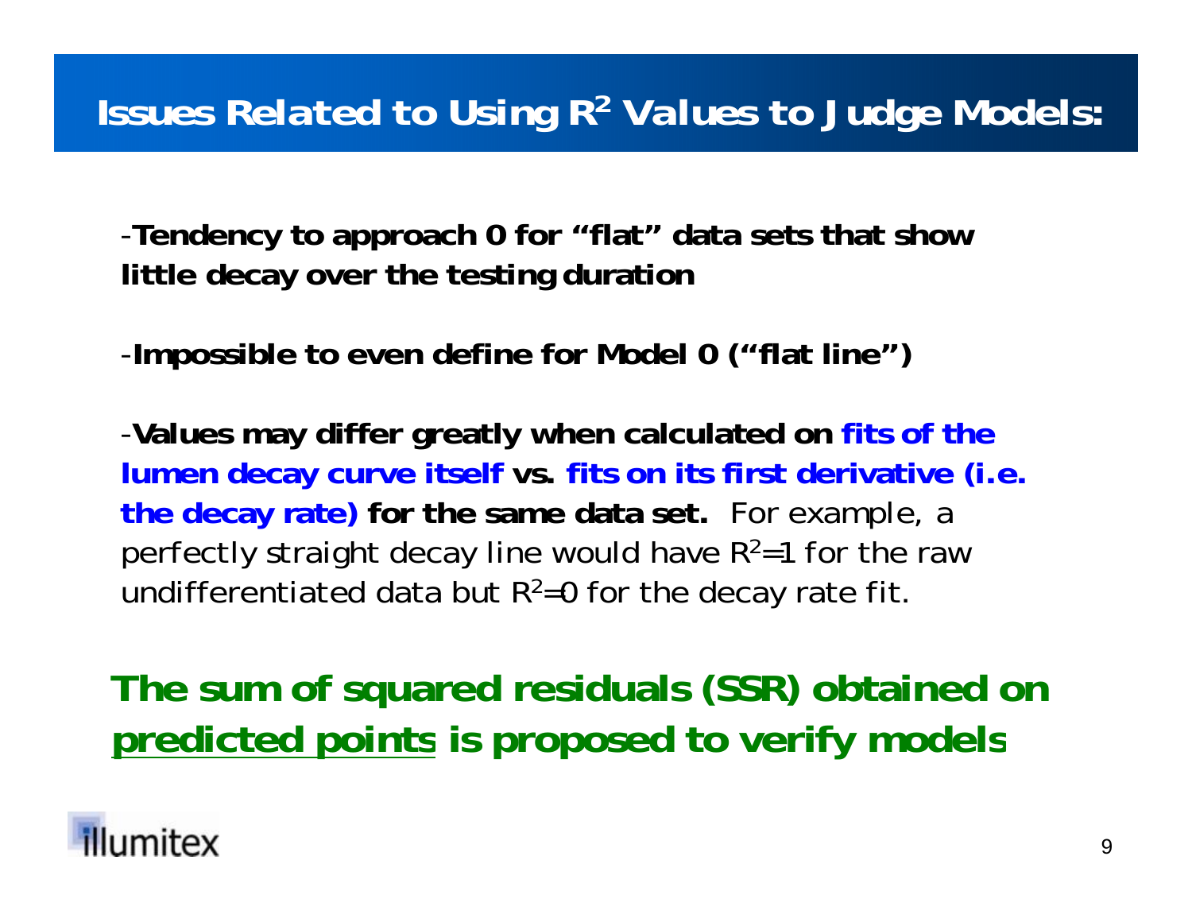# Issues Related to Using $R^2$ Values to Judge Models:

-**Tendency to approach 0 for "flat" data sets that show little decay over the testing duration**

-**Impossible to even define for Model 0 ("flat line")**

-**Values may differ greatly when calculated on fits of the lumen decay curve itself vs. fits on its first derivative (i.e. the decay rate) for the same data set.** For example, a perfectly straight decay line would have $R^2$=1 for the raw undifferentiated data but $R^2$=0 for the decay rate fit.

**The sum of squared residuals (SSR) obtained on <u>predicted points</u> is proposed to verify models**

illumitex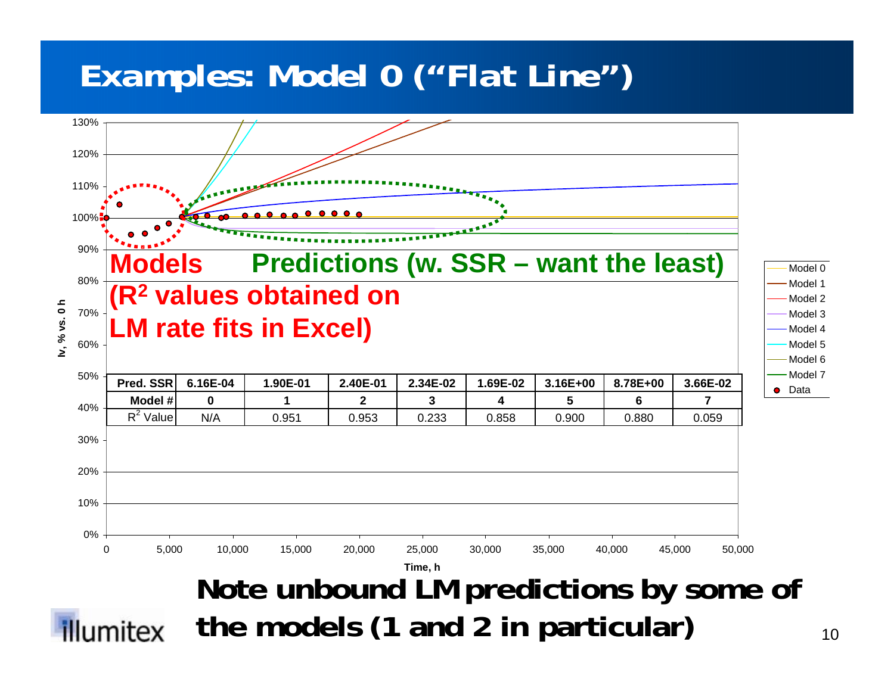# Examples: Model 0 ("Flat Line")

**Models** (**$R^2$ values obtained on LM rate fits in Excel**)

**Predictions (w. SSR – want the least)**

| Pred. SSR | 6.16E-04 | 1.90E-01 | 2.40E-01 | 2.34E-02 | 1.69E-02 | 3.16E+00 | 8.78E+00 | 3.66E-02 |
|---|---|---|---|---|---|---|---|---|
| Model # | 0 | 1 | 2 | 3 | 4 | 5 | 6 | 7 |
| $R^2$ Value | N/A | 0.951 | 0.953 | 0.233 | 0.858 | 0.900 | 0.880 | 0.059 |

**Note unbound LM predictions by some of the models (1 and 2 in particular)**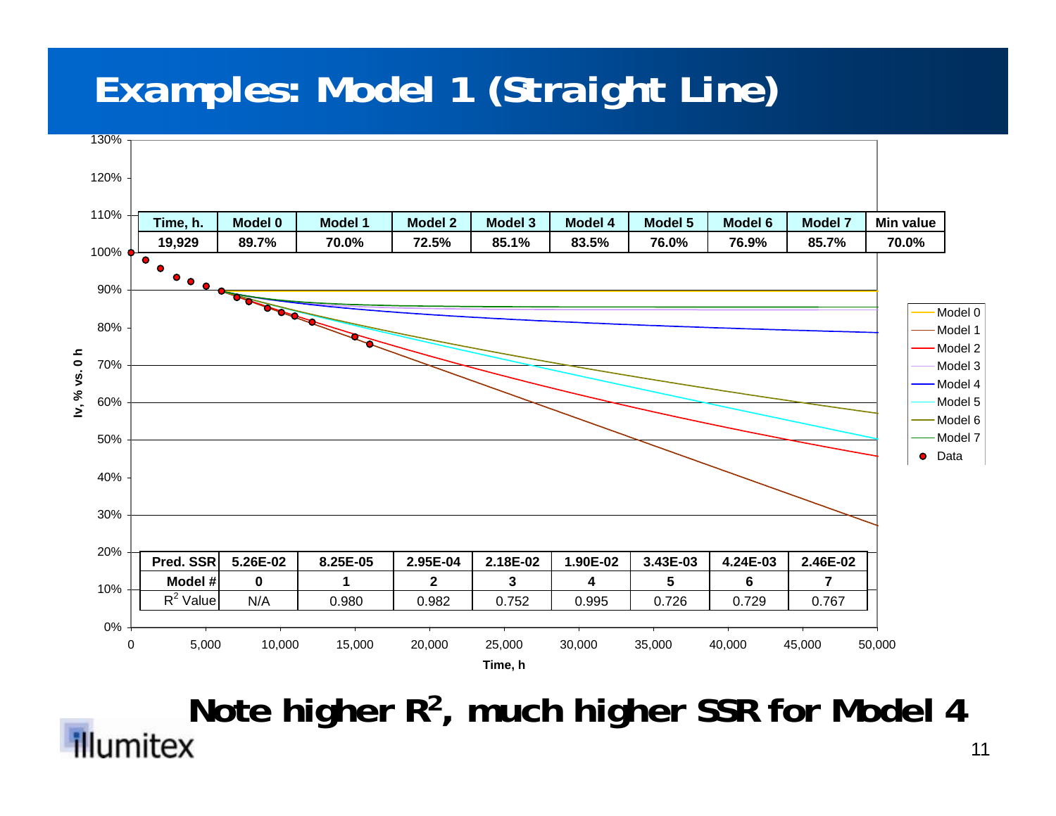# Examples: Model 1 (Straight Line)

| Time, h. | Model 0 | Model 1 | Model 2 | Model 3 | Model 4 | Model 5 | Model 6 | Model 7 | Min value |
|---|---|---|---|---|---|---|---|---|---|
| 19,929 | 89.7% | 70.0% | 72.5% | 85.1% | 83.5% | 76.0% | 76.9% | 85.7% | 70.0% |

| Pred. SSR | 5.26E-02 | 8.25E-05 | 2.95E-04 | 2.18E-02 | 1.90E-02 | 3.43E-03 | 4.24E-03 | 2.46E-02 |
|---|---|---|---|---|---|---|---|---|
| Model # | 0 | 1 | 2 | 3 | 4 | 5 | 6 | 7 |
| $R^2$ Value | N/A | 0.980 | 0.982 | 0.752 | 0.995 | 0.726 | 0.729 | 0.767 |

Iv, % vs. 0 h

Time, h

Legend: Model 0, Model 1, Model 2, Model 3, Model 4, Model 5, Model 6, Model 7, Data

**Note higher $R^2$, much higher SSR for Model 4**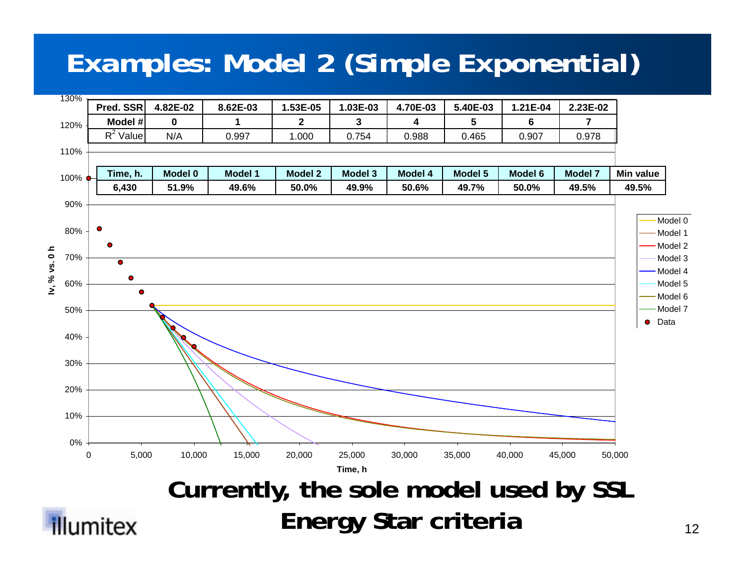# Examples: Model 2 (Simple Exponential)

| Pred. SSR | 4.82E-02 | 8.62E-03 | 1.53E-05 | 1.03E-03 | 4.70E-03 | 5.40E-03 | 1.21E-04 | 2.23E-02 |
|---|---|---|---|---|---|---|---|---|
| Model # | 0 | 1 | 2 | 3 | 4 | 5 | 6 | 7 |
| $R^2$ Value | N/A | 0.997 | 1.000 | 0.754 | 0.988 | 0.465 | 0.907 | 0.978 |

| Time, h. | Model 0 | Model 1 | Model 2 | Model 3 | Model 4 | Model 5 | Model 6 | Model 7 | Min value |
|---|---|---|---|---|---|---|---|---|---|
| 6,430 | 51.9% | 49.6% | 50.0% | 49.9% | 50.6% | 49.7% | 50.0% | 49.5% | 49.5% |

Iv, % vs. 0 h

Time, h

Model 0, Model 1, Model 2, Model 3, Model 4, Model 5, Model 6, Model 7, Data

**Currently, the sole model used by SSL Energy Star criteria**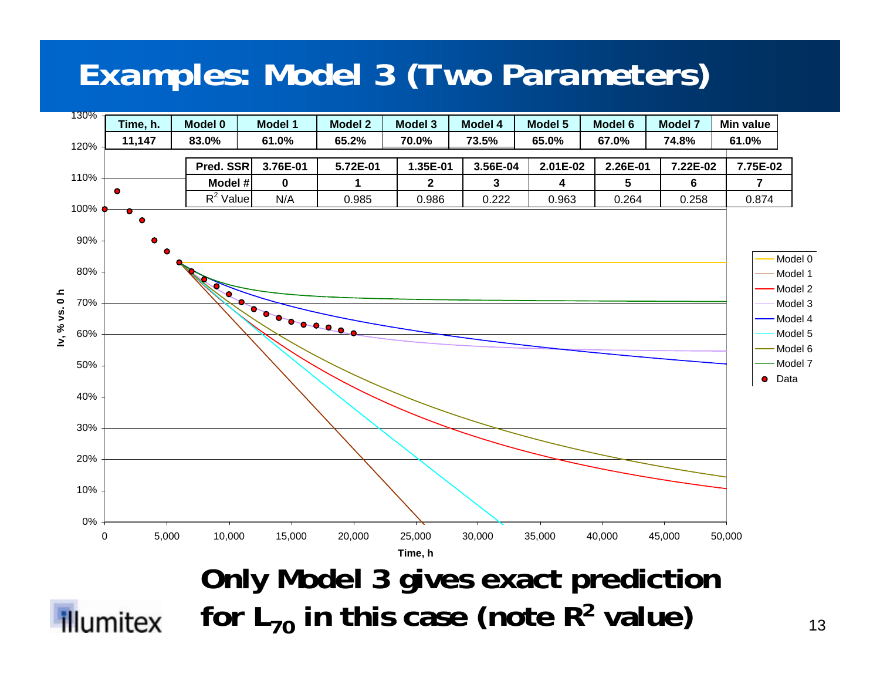# Examples: Model 3 (Two Parameters)

| Time, h. | Model 0 | Model 1 | Model 2 | Model 3 | Model 4 | Model 5 | Model 6 | Model 7 | Min value |
|---|---|---|---|---|---|---|---|---|---|
| 11,147 | 83.0% | 61.0% | 65.2% | 70.0% | 73.5% | 65.0% | 67.0% | 74.8% | 61.0% |

| Pred. SSR | 3.76E-01 | 5.72E-01 | 1.35E-01 | 3.56E-04 | 2.01E-02 | 2.26E-01 | 7.22E-02 | 7.75E-02 |
|---|---|---|---|---|---|---|---|---|
| Model # | 0 | 1 | 2 | 3 | 4 | 5 | 6 | 7 |
| $R^2$ Value | N/A | 0.985 | 0.986 | 0.222 | 0.963 | 0.264 | 0.258 | 0.874 |

Iv, % vs. 0 h

Time, h

Model 0, Model 1, Model 2, Model 3, Model 4, Model 5, Model 6, Model 7, Data

**Only Model 3 gives exact prediction for $L_{70}$ in this case (note $R^2$ value)**

illumitex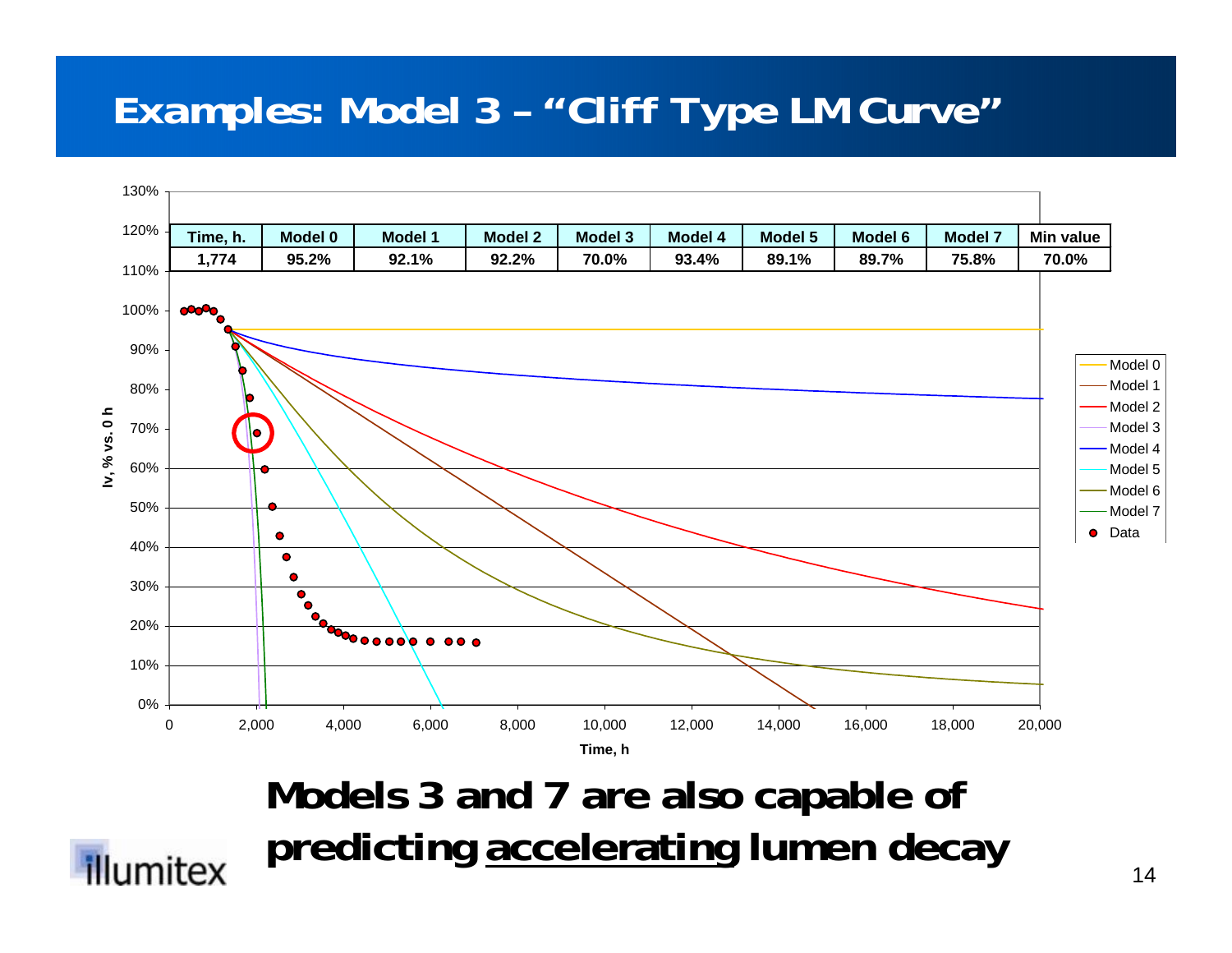# Examples: Model 3 – "Cliff Type LM Curve"

| Time, h. | Model 0 | Model 1 | Model 2 | Model 3 | Model 4 | Model 5 | Model 6 | Model 7 | Min value |
|---|---|---|---|---|---|---|---|---|---|
| 1,774 | 95.2% | 92.1% | 92.2% | 70.0% | 93.4% | 89.1% | 89.7% | 75.8% | 70.0% |

**Models 3 and 7 are also capable of predicting <u>accelerating</u> lumen decay**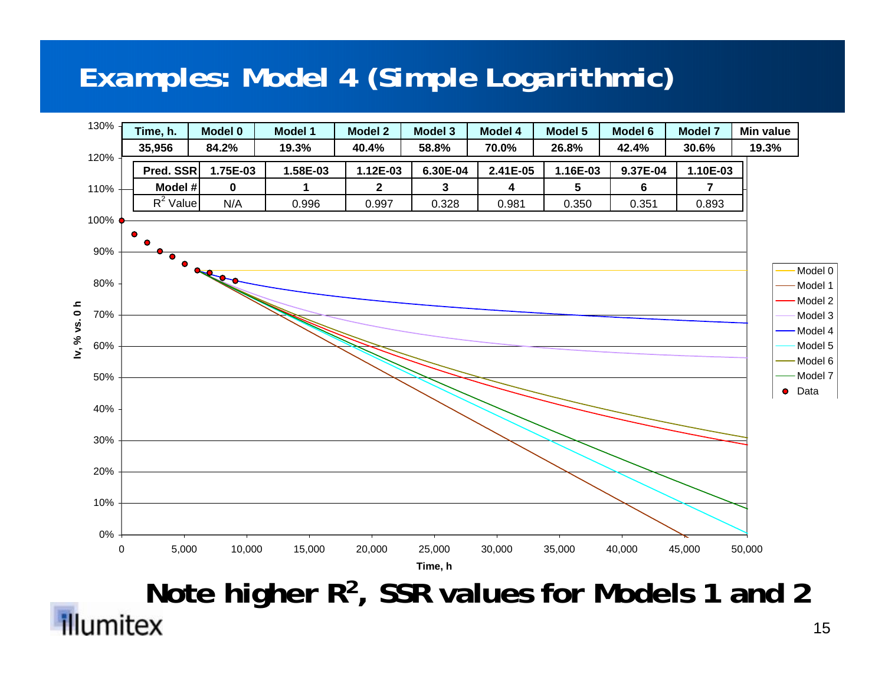# Examples: Model 4 (Simple Logarithmic)

| Time, h. | Model 0 | Model 1 | Model 2 | Model 3 | Model 4 | Model 5 | Model 6 | Model 7 | Min value |
|---|---|---|---|---|---|---|---|---|---|
| 35,956 | 84.2% | 19.3% | 40.4% | 58.8% | 70.0% | 26.8% | 42.4% | 30.6% | 19.3% |

| Pred. SSR | 1.75E-03 | 1.58E-03 | 1.12E-03 | 6.30E-04 | 2.41E-05 | 1.16E-03 | 9.37E-04 | 1.10E-03 |
|---|---|---|---|---|---|---|---|---|
| Model # | 0 | 1 | 2 | 3 | 4 | 5 | 6 | 7 |
| $R^2$ Value | N/A | 0.996 | 0.997 | 0.328 | 0.981 | 0.350 | 0.351 | 0.893 |

Iv, % vs. 0 h

Time, h

Model 0, Model 1, Model 2, Model 3, Model 4, Model 5, Model 6, Model 7, Data

**Note higher $R^2$, SSR values for Models 1 and 2**

illumitex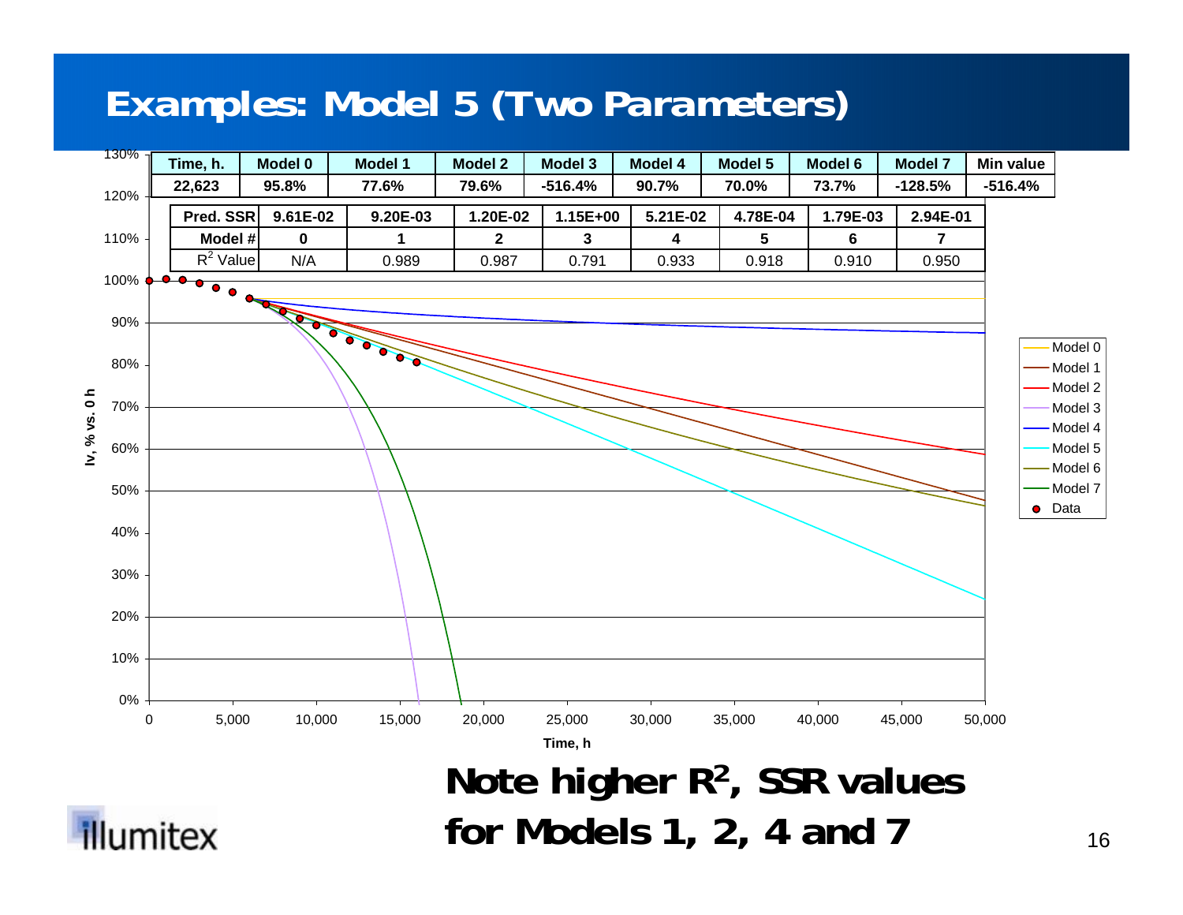# Examples: Model 5 (Two Parameters)

| Time, h. | Model 0 | Model 1 | Model 2 | Model 3 | Model 4 | Model 5 | Model 6 | Model 7 | Min value |
|---|---|---|---|---|---|---|---|---|---|
| 22,623 | 95.8% | 77.6% | 79.6% | -516.4% | 90.7% | 70.0% | 73.7% | -128.5% | -516.4% |

| Pred. SSR | 9.61E-02 | 9.20E-03 | 1.20E-02 | 1.15E+00 | 5.21E-02 | 4.78E-04 | 1.79E-03 | 2.94E-01 |
|---|---|---|---|---|---|---|---|---|
| Model # | 0 | 1 | 2 | 3 | 4 | 5 | 6 | 7 |
| $R^2$ Value | N/A | 0.989 | 0.987 | 0.791 | 0.933 | 0.918 | 0.910 | 0.950 |

**Note higher $R^2$, SSR values for Models 1, 2, 4 and 7**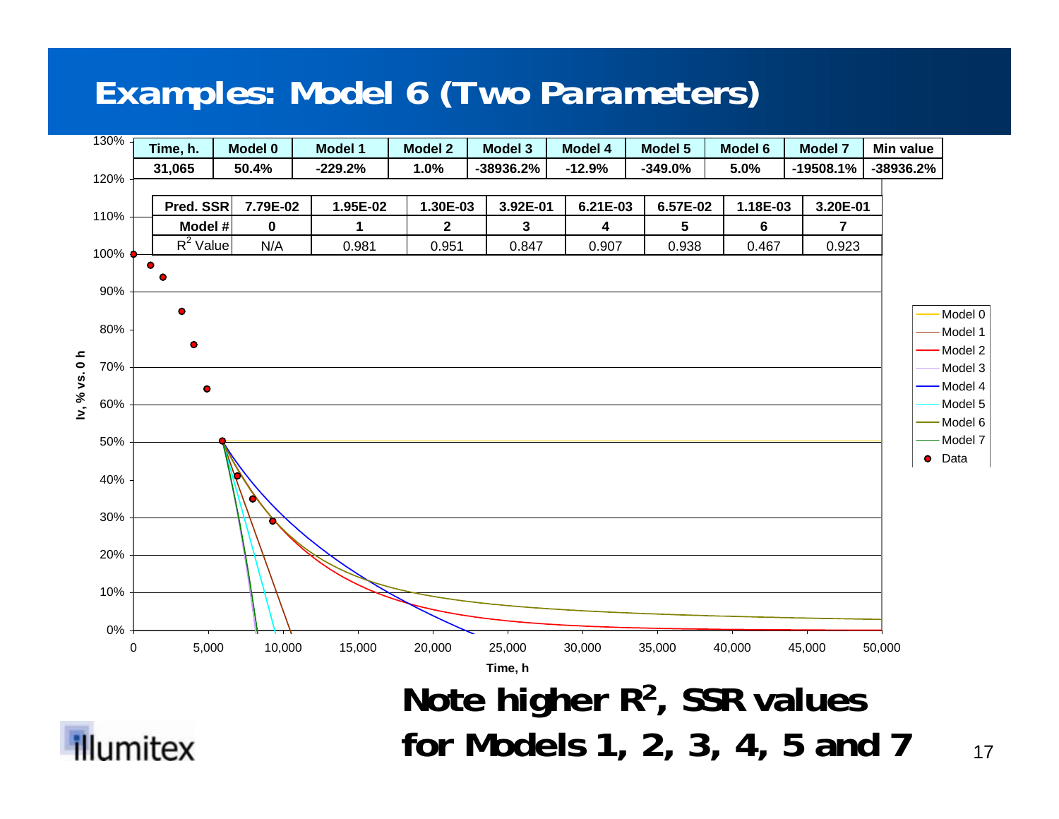# Examples: Model 6 (Two Parameters)

| Time, h. | Model 0 | Model 1 | Model 2 | Model 3 | Model 4 | Model 5 | Model 6 | Model 7 | Min value |
|---|---|---|---|---|---|---|---|---|---|
| 31,065 | 50.4% | -229.2% | 1.0% | -38936.2% | -12.9% | -349.0% | 5.0% | -19508.1% | -38936.2% |

| Pred. SSR | 7.79E-02 | 1.95E-02 | 1.30E-03 | 3.92E-01 | 6.21E-03 | 6.57E-02 | 1.18E-03 | 3.20E-01 |
|---|---|---|---|---|---|---|---|---|
| Model # | 0 | 1 | 2 | 3 | 4 | 5 | 6 | 7 |
| $R^2$ Value | N/A | 0.981 | 0.951 | 0.847 | 0.907 | 0.938 | 0.467 | 0.923 |

**Note higher $R^2$, SSR values for Models 1, 2, 3, 4, 5 and 7**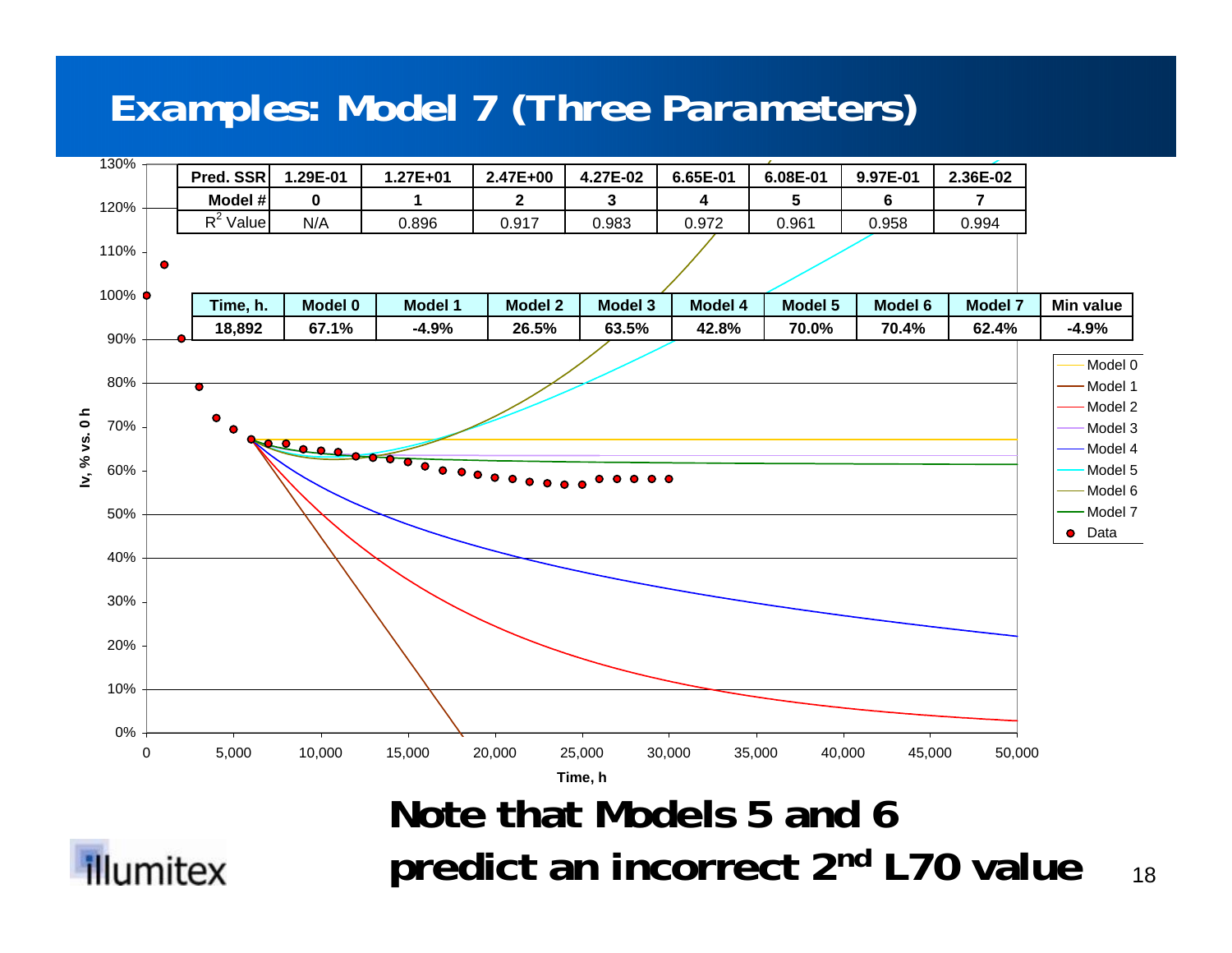# Examples: Model 7 (Three Parameters)

| Pred. SSR | 1.29E-01 | 1.27E+01 | 2.47E+00 | 4.27E-02 | 6.65E-01 | 6.08E-01 | 9.97E-01 | 2.36E-02 |
|---|---|---|---|---|---|---|---|---|
| Model # | 0 | 1 | 2 | 3 | 4 | 5 | 6 | 7 |
| $R^2$ Value | N/A | 0.896 | 0.917 | 0.983 | 0.972 | 0.961 | 0.958 | 0.994 |

| Time, h. | Model 0 | Model 1 | Model 2 | Model 3 | Model 4 | Model 5 | Model 6 | Model 7 | Min value |
|---|---|---|---|---|---|---|---|---|---|
| 18,892 | 67.1% | -4.9% | 26.5% | 63.5% | 42.8% | 70.0% | 70.4% | 62.4% | -4.9% |

**Note that Models 5 and 6 predict an incorrect 2nd L70 value**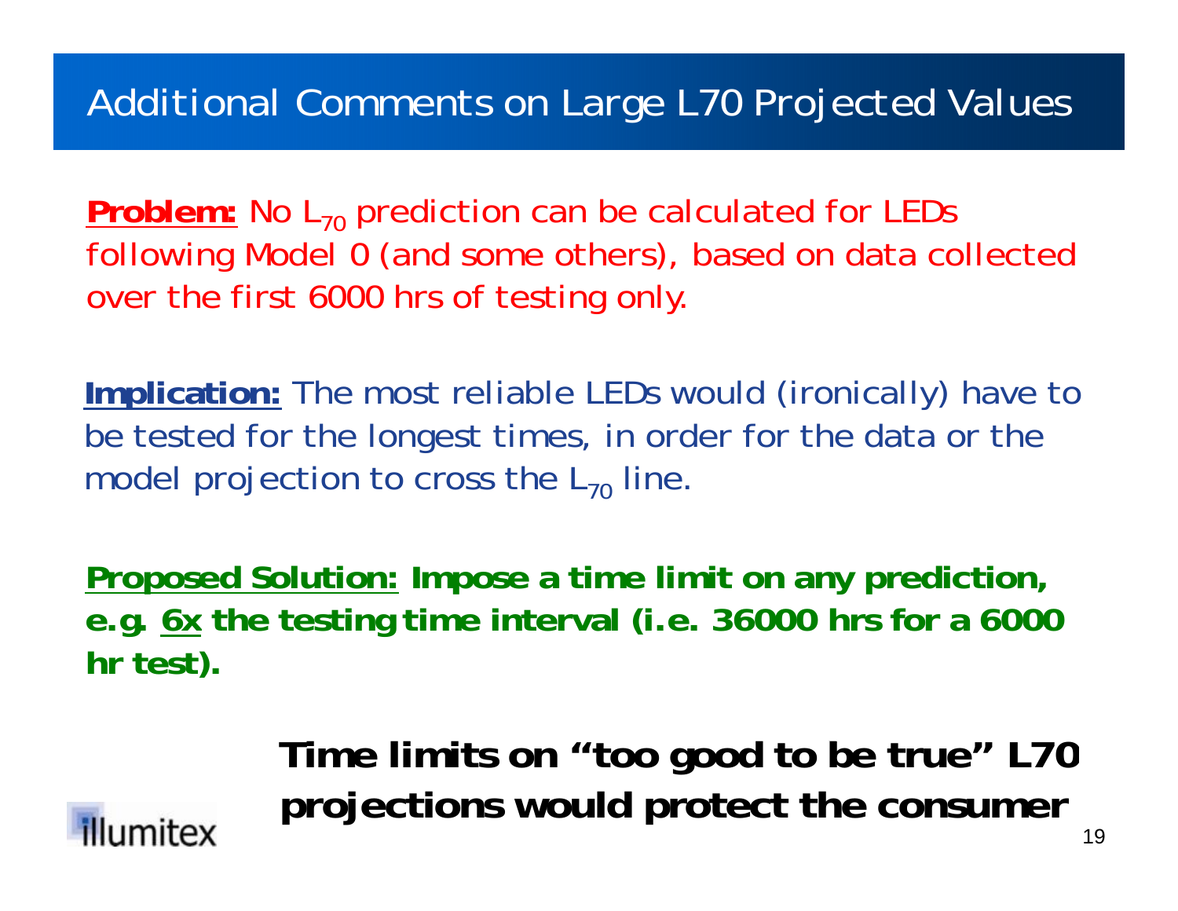# Additional Comments on Large L70 Projected Values

**Problem:** No $L_{70}$ prediction can be calculated for LEDs following Model 0 (and some others), based on data collected over the first 6000 hrs of testing only.

**Implication:** The most reliable LEDs would (ironically) have to be tested for the longest times, in order for the data or the model projection to cross the $L_{70}$ line.

**Proposed Solution: Impose a time limit on any prediction, e.g. 6x the testing time interval (i.e. 36000 hrs for a 6000 hr test).**

**Time limits on "too good to be true" L70 projections would protect the consumer**

illumitex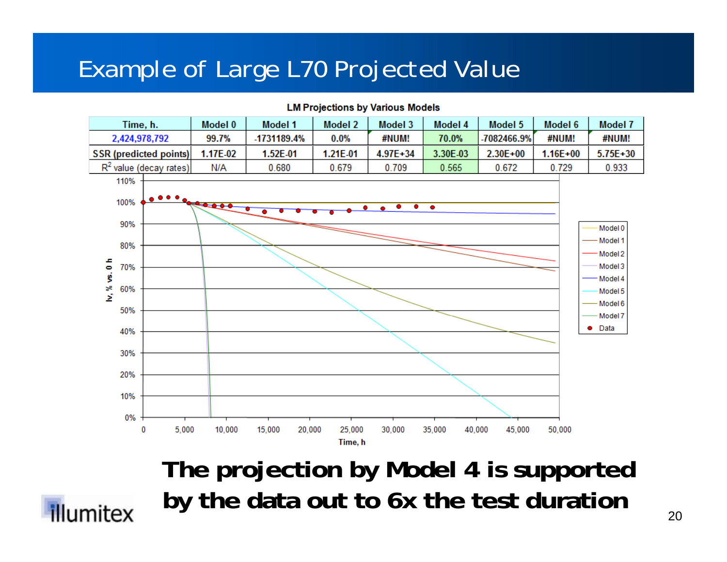# Example of Large L70 Projected Value

**LM Projections by Various Models**

| Time, h. | Model 0 | Model 1 | Model 2 | Model 3 | Model 4 | Model 5 | Model 6 | Model 7 |
|---|---|---|---|---|---|---|---|---|
| 2,424,978,792 | 99.7% | -1731189.4% | 0.0% | #NUM! | 70.0% | -7082466.9% | #NUM! | #NUM! |
| SSR (predicted points) | 1.17E-02 | 1.52E-01 | 1.21E-01 | 4.97E+34 | 3.30E-03 | 2.30E+00 | 1.16E+00 | 5.75E+30 |
| $R^2$ value (decay rates) | N/A | 0.680 | 0.679 | 0.709 | 0.565 | 0.672 | 0.729 | 0.933 |

**The projection by Model 4 is supported by the data out to 6x the test duration**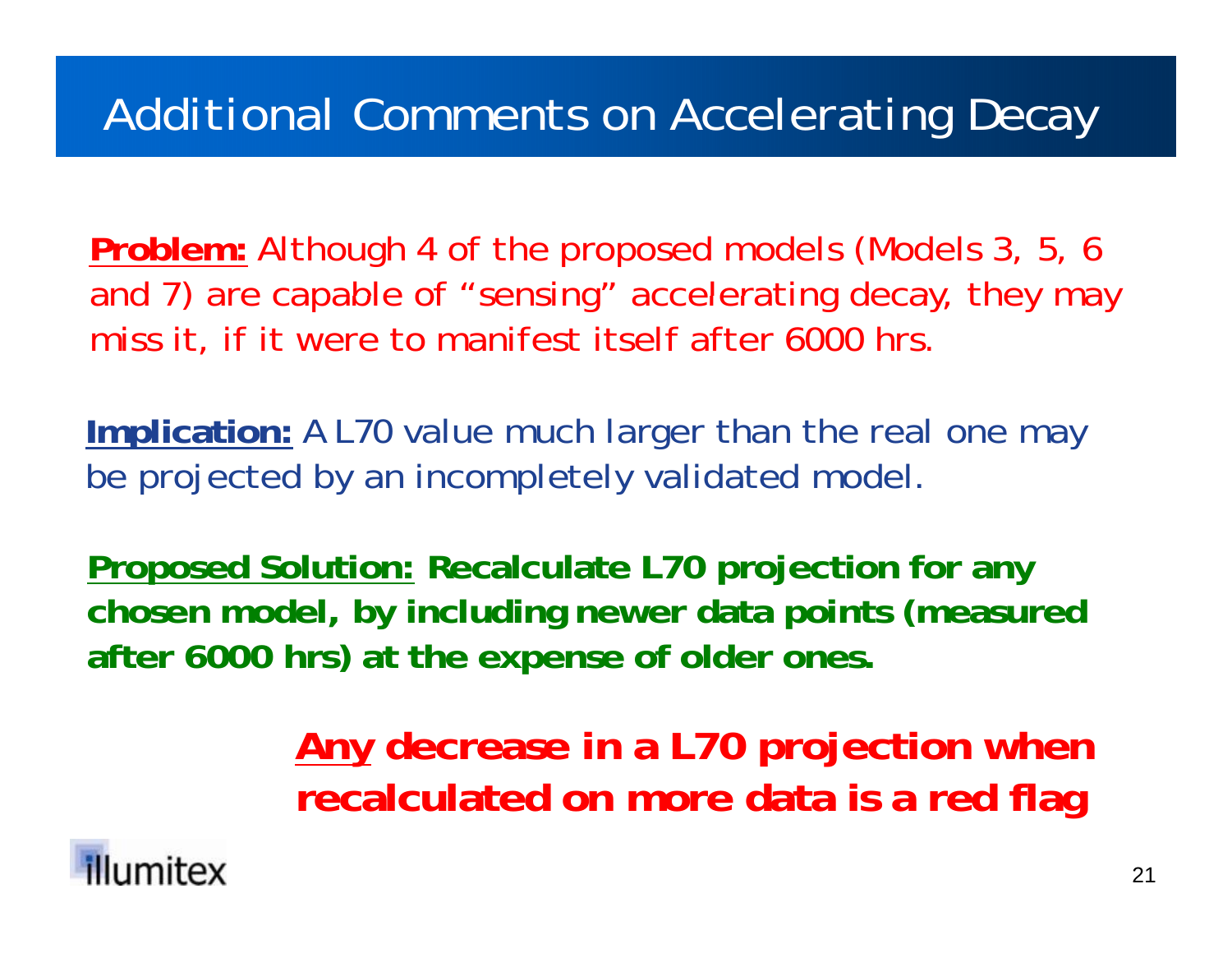# Additional Comments on Accelerating Decay

**Problem:** Although 4 of the proposed models (Models 3, 5, 6 and 7) are capable of "sensing" accelerating decay, they may miss it, if it were to manifest itself after 6000 hrs.

**Implication:** A L70 value much larger than the real one may be projected by an incompletely validated model.

**Proposed Solution: Recalculate L70 projection for any chosen model, by including newer data points (measured after 6000 hrs) at the expense of older ones.**

**Any decrease in a L70 projection when recalculated on more data is a red flag**

illumitex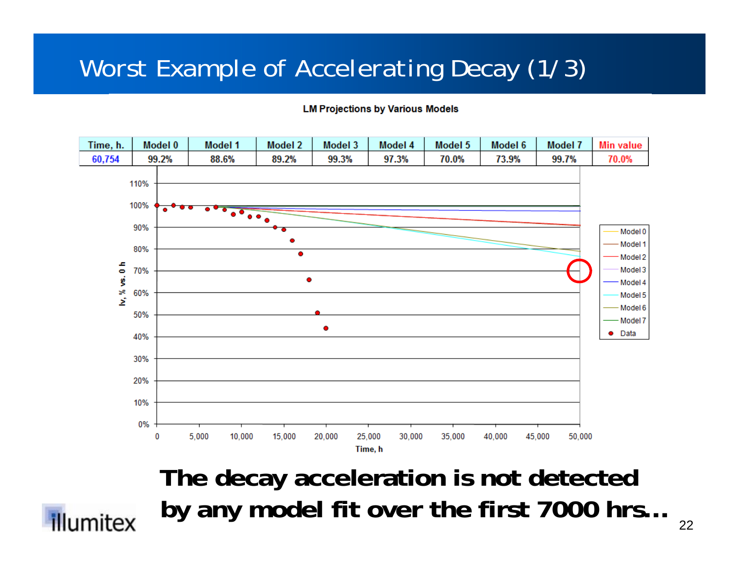# Worst Example of Accelerating Decay (1/3)

**LM Projections by Various Models**

| Time, h. | Model 0 | Model 1 | Model 2 | Model 3 | Model 4 | Model 5 | Model 6 | Model 7 | Min value |
|---|---|---|---|---|---|---|---|---|---|
| 60,754 | 99.2% | 88.6% | 89.2% | 99.3% | 97.3% | 70.0% | 73.9% | 99.7% | 70.0% |

**The decay acceleration is not detected by any model fit over the first 7000 hrs…**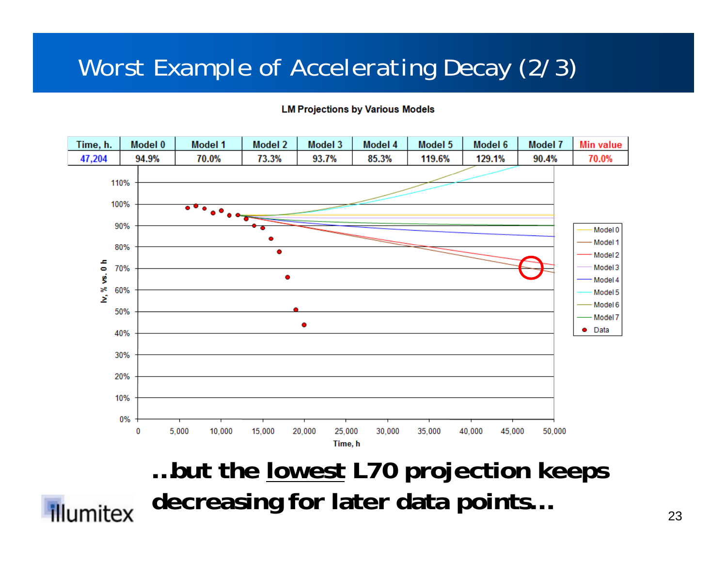# Worst Example of Accelerating Decay (2/3)

**LM Projections by Various Models**

| Time, h. | Model 0 | Model 1 | Model 2 | Model 3 | Model 4 | Model 5 | Model 6 | Model 7 | Min value |
|---|---|---|---|---|---|---|---|---|---|
| 47,204 | 94.9% | 70.0% | 73.3% | 93.7% | 85.3% | 119.6% | 129.1% | 90.4% | 70.0% |

**…but the <u>lowest</u> L70 projection keeps decreasing for later data points…**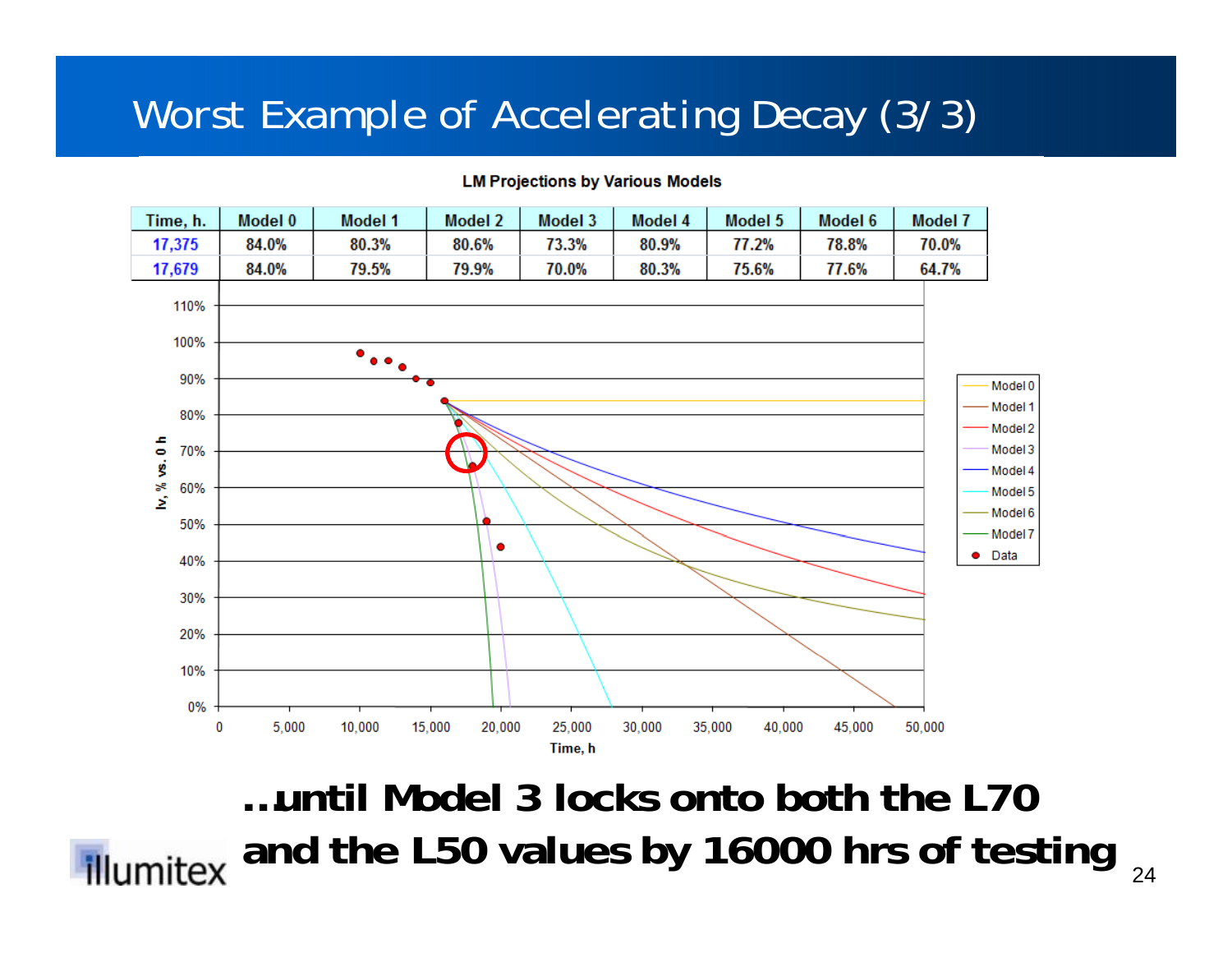# Worst Example of Accelerating Decay (3/3)

**LM Projections by Various Models**

| Time, h. | Model 0 | Model 1 | Model 2 | Model 3 | Model 4 | Model 5 | Model 6 | Model 7 |
|---|---|---|---|---|---|---|---|---|
| 17,375 | 84.0% | 80.3% | 80.6% | 73.3% | 80.9% | 77.2% | 78.8% | 70.0% |
| 17,679 | 84.0% | 79.5% | 79.9% | 70.0% | 80.3% | 75.6% | 77.6% | 64.7% |

**…until Model 3 locks onto both the L70 and the L50 values by 16000 hrs of testing**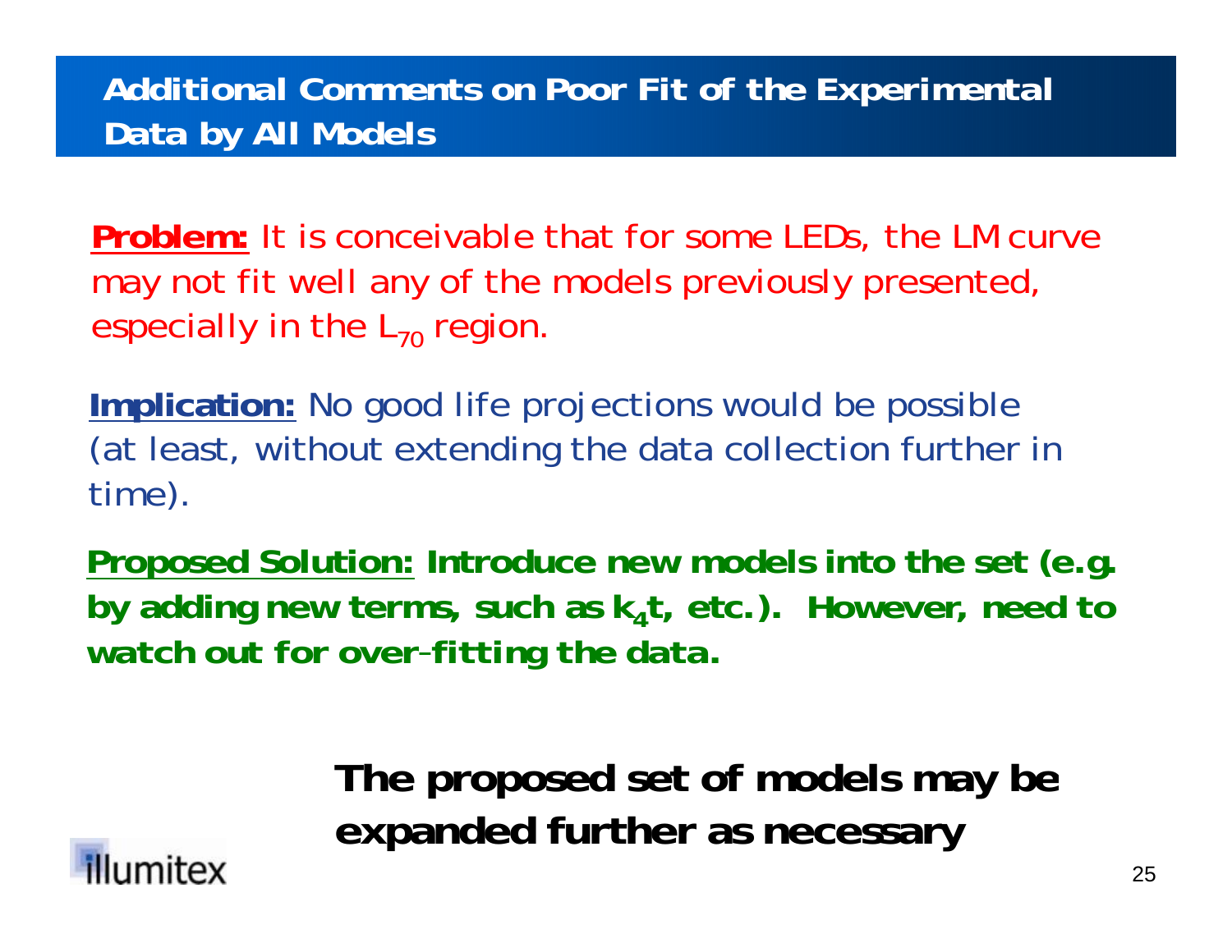## Additional Comments on Poor Fit of the Experimental Data by All Models

**Problem:** It is conceivable that for some LEDs, the LM curve may not fit well any of the models previously presented, especially in the $L_{70}$ region.

**Implication:** No good life projections would be possible (at least, without extending the data collection further in time).

**Proposed Solution: Introduce new models into the set (e.g. by adding new terms, such as $k_4t$, etc.). However, need to watch out for over-fitting the data.**

**The proposed set of models may be expanded further as necessary**

illumitex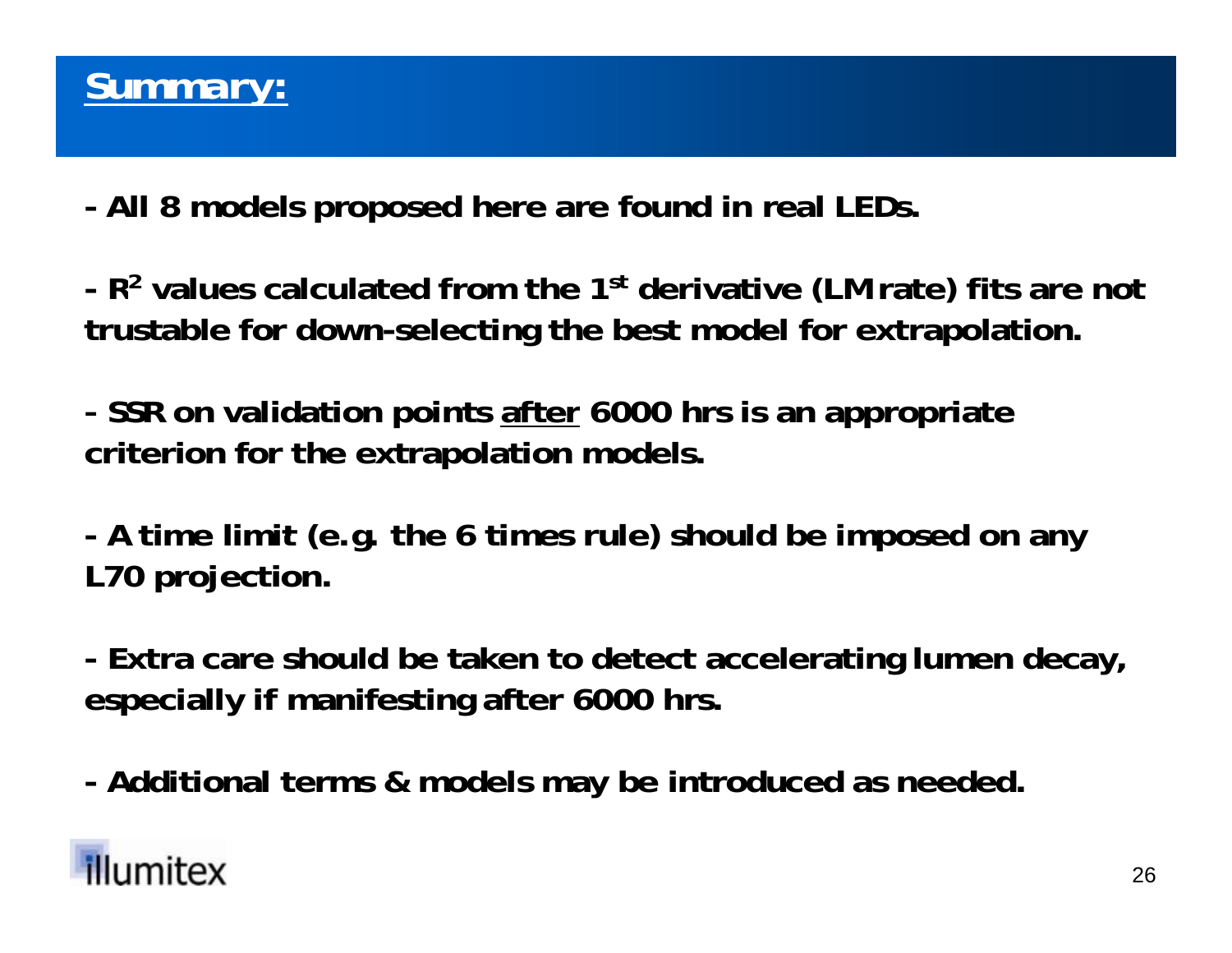# Summary:

**- All 8 models proposed here are found in real LEDs.**

**- $R^2$ values calculated from the 1st derivative (LM rate) fits are not trustable for down-selecting the best model for extrapolation.**

**- SSR on validation points <u>after</u> 6000 hrs is an appropriate criterion for the extrapolation models.**

**- A time limit (e.g. the 6 times rule) should be imposed on any L70 projection.**

**- Extra care should be taken to detect accelerating lumen decay, especially if manifesting after 6000 hrs.**

**- Additional terms & models may be introduced as needed.**

illumitex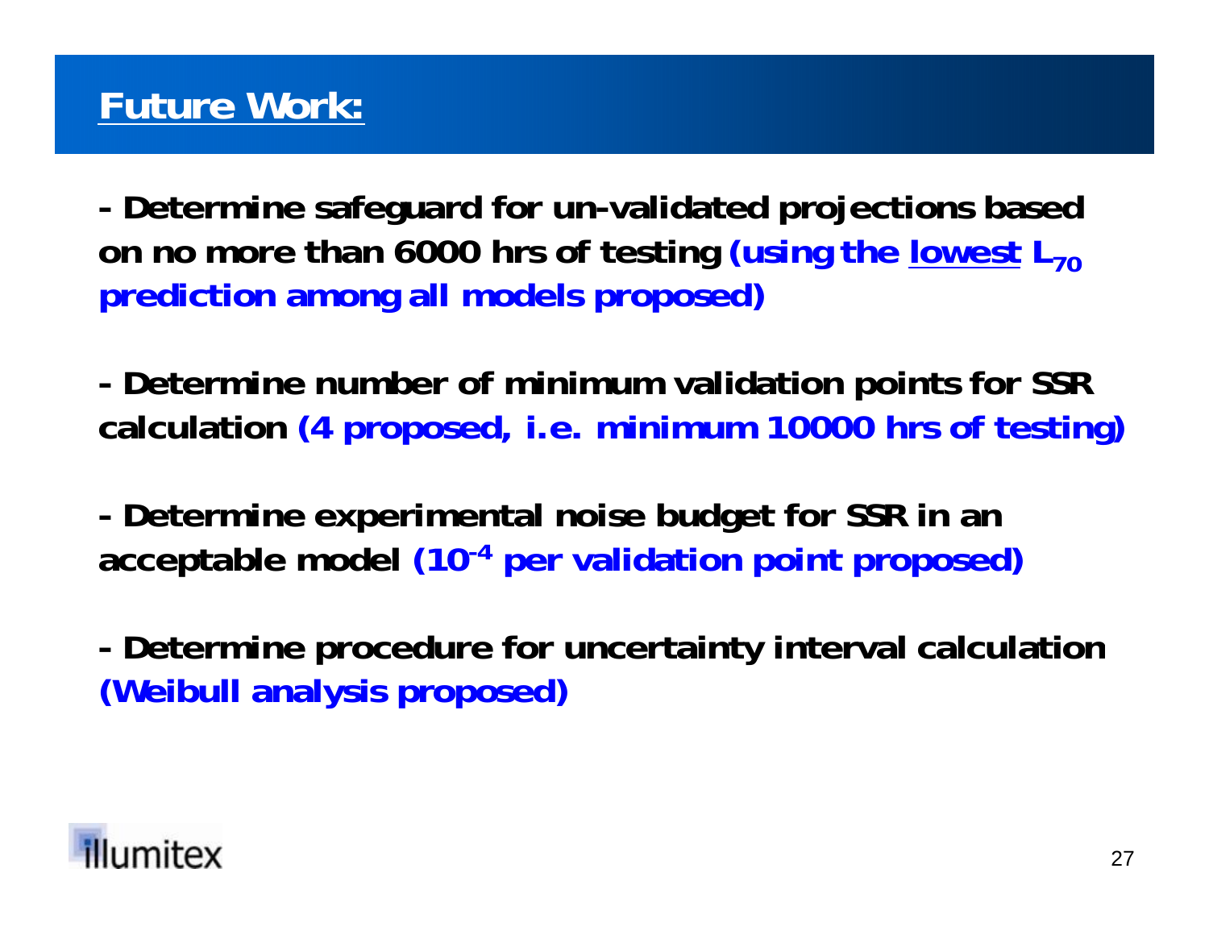# Future Work:

**- Determine safeguard for un-validated projections based on no more than 6000 hrs of testing (using the lowest $L_{70}$ prediction among all models proposed)**

**- Determine number of minimum validation points for SSR calculation (4 proposed, i.e. minimum 10000 hrs of testing)**

**- Determine experimental noise budget for SSR in an acceptable model ($10^{-4}$ per validation point proposed)**

**- Determine procedure for uncertainty interval calculation (Weibull analysis proposed)**

illumitex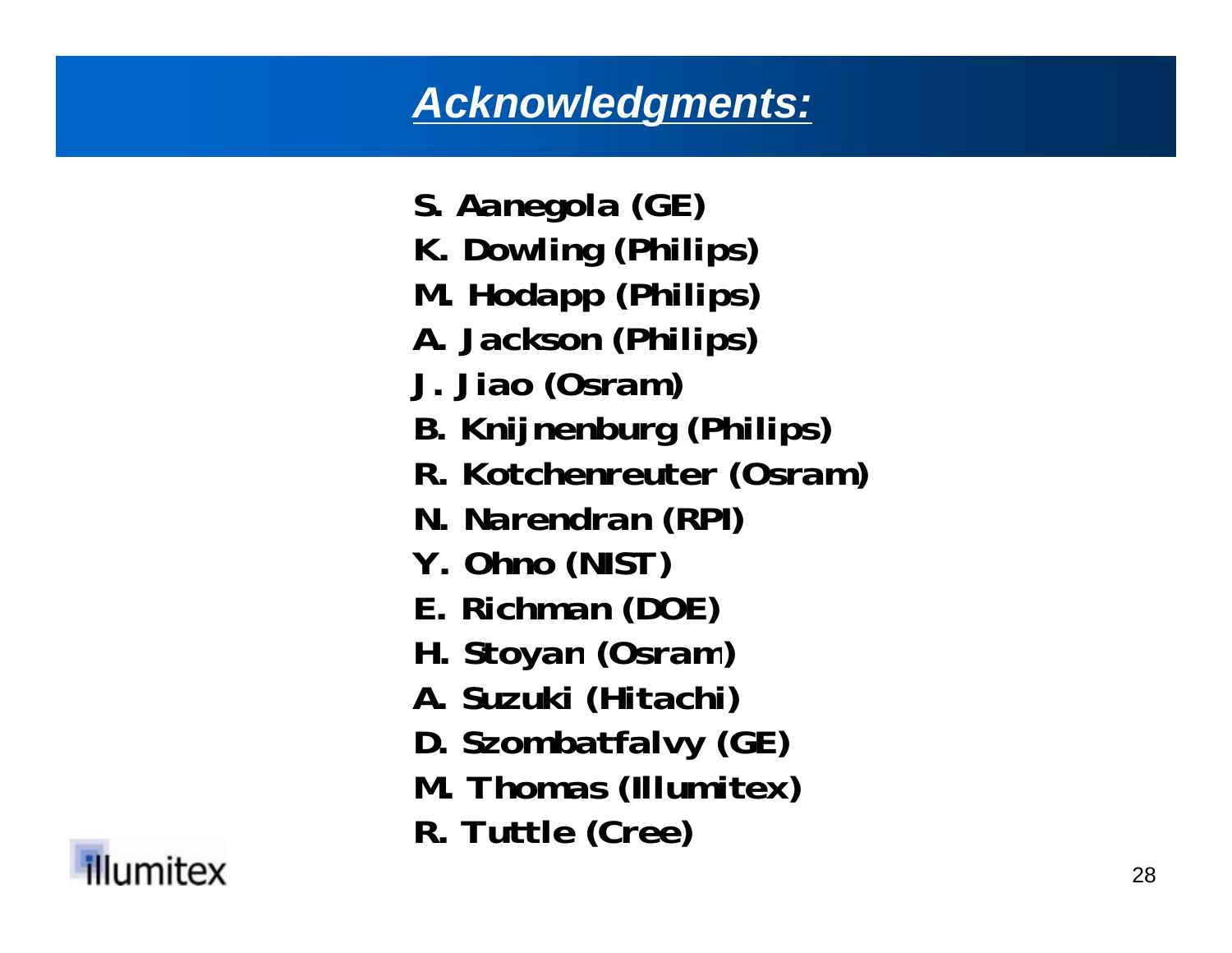# *Acknowledgments:*

S. Aanegola (GE)
K. Dowling (Philips)
M. Hodapp (Philips)
A. Jackson (Philips)
J. Jiao (Osram)
B. Knijnenburg (Philips)
R. Kotchenreuter (Osram)
N. Narendran (RPI)
Y. Ohno (NIST)
E. Richman (DOE)
H. Stoyan (Osram)
A. Suzuki (Hitachi)
D. Szombatfalvy (GE)
M. Thomas (Illumitex)
R. Tuttle (Cree)

illumitex